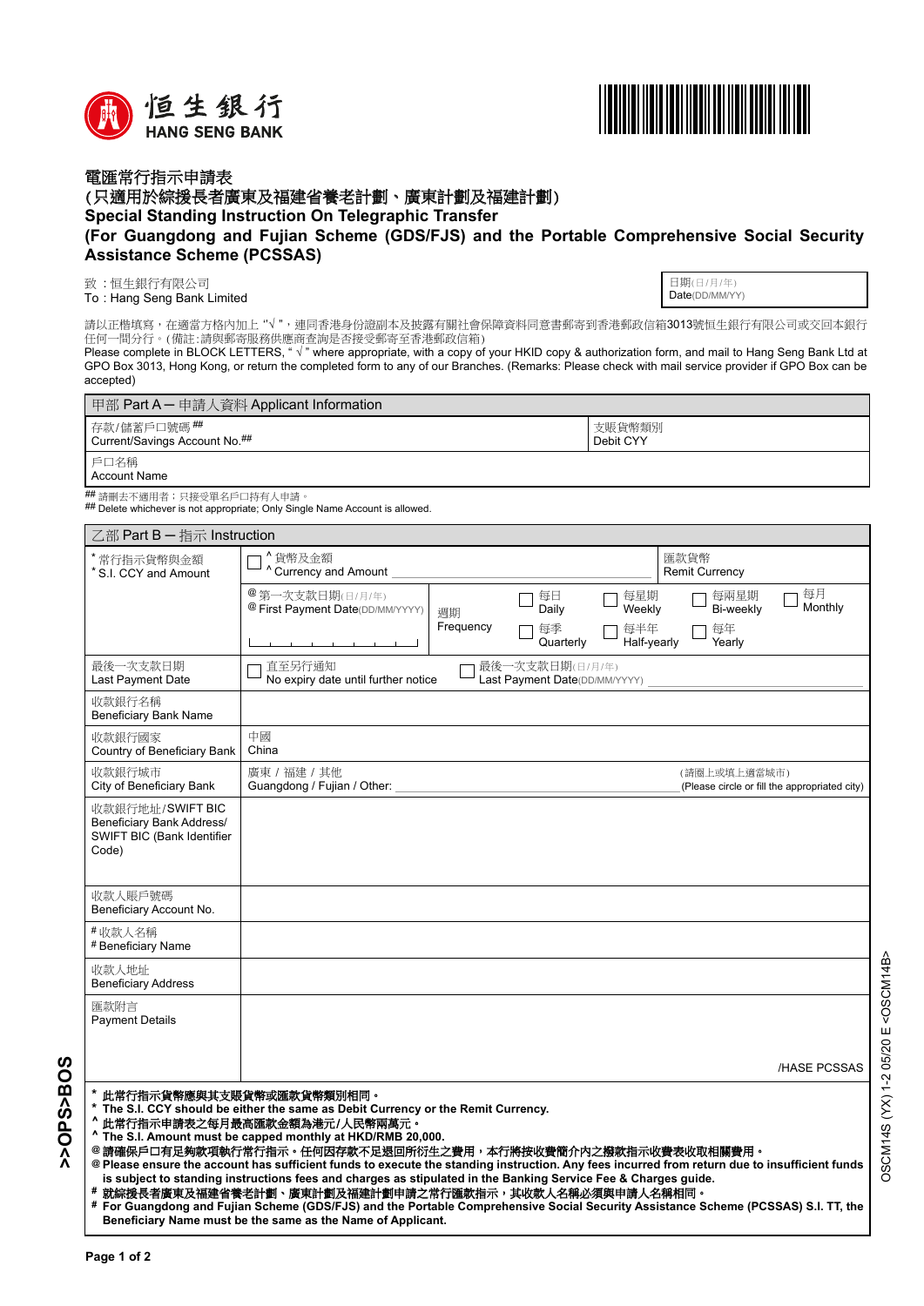恒生銀行
HANG SENG BANK

# 電匯常行指示申請表
# (只適用於綜援長者廣東及福建省養老計劃、廣東計劃及福建計劃)
# Special Standing Instruction On Telegraphic Transfer
# (For Guangdong and Fujian Scheme (GDS/FJS) and the Portable Comprehensive Social Security Assistance Scheme (PCSSAS)

致：恒生銀行有限公司
To : Hang Seng Bank Limited

日期(日/月/年)
Date(DD/MM/YY)

請以正楷填寫，在適當方格內加上 "√ "，連同香港身份證副本及披露有關社會保障資料同意書郵寄到香港郵政信箱3013號恒生銀行有限公司或交回本銀行任何一間分行。(備註:請與郵寄服務供應商查詢是否接受郵寄至香港郵政信箱)
Please complete in BLOCK LETTERS, " √ " where appropriate, with a copy of your HKID copy & authorization form, and mail to Hang Seng Bank Ltd at GPO Box 3013, Hong Kong, or return the completed form to any of our Branches. (Remarks: Please check with mail service provider if GPO Box can be accepted)

## 甲部 Part A — 申請人資料 Applicant Information

| | |
|---|---|
| 存款/儲蓄戶口號碼 ## Current/Savings Account No.## | 支賬貨幣類別 Debit CYY |
| 戶口名稱 Account Name | |

## 請刪去不適用者；只接受單名戶口持有人申請。
## Delete whichever is not appropriate; Only Single Name Account is allowed.

## 乙部 Part B — 指示 Instruction

| | |
|---|---|
| * 常行指示貨幣與金額 * S.I. CCY and Amount | ☐ ^ 貨幣及金額 ^ Currency and Amount ______ 匯款貨幣 Remit Currency |
| | @ 第一次支款日期(日/月/年) @ First Payment Date(DD/MM/YYYY) 週期 Frequency ☐ 每日 Daily ☐ 每星期 Weekly ☐ 每兩星期 Bi-weekly ☐ 每月 Monthly ☐ 每季 Quarterly ☐ 每半年 Half-yearly ☐ 每年 Yearly |
| 最後一次支款日期 Last Payment Date | ☐ 直至另行通知 No expiry date until further notice ☐ 最後一次支款日期(日/月/年) Last Payment Date(DD/MM/YYYY) ______ |
| 收款銀行名稱 Beneficiary Bank Name | |
| 收款銀行國家 Country of Beneficiary Bank | 中國 China |
| 收款銀行城市 City of Beneficiary Bank | 廣東 / 福建 / 其他 Guangdong / Fujian / Other: ______ (請圈上或填上適當城市) (Please circle or fill the appropriated city) |
| 收款銀行地址/SWIFT BIC Beneficiary Bank Address/ SWIFT BIC (Bank Identifier Code) | |
| 收款人賬戶號碼 Beneficiary Account No. | |
| # 收款人名稱 # Beneficiary Name | |
| 收款人地址 Beneficiary Address | |
| 匯款附言 Payment Details | /HASE PCSSAS |

**\* 此常行指示貨幣應與其支賬貨幣或匯款貨幣類別相同。**
**\* The S.I. CCY should be either the same as Debit Currency or the Remit Currency.**
**^ 此常行指示申請表之每月最高匯款金額為港元/人民幣兩萬元。**
**^ The S.I. Amount must be capped monthly at HKD/RMB 20,000.**
**@ 請確保戶口有足夠款項執行常行指示。任何因存款不足退回所衍生之費用，本行將按收費簡介內之撥款指示收費表收取相關費用。**
**@ Please ensure the account has sufficient funds to execute the standing instruction. Any fees incurred from return due to insufficient funds is subject to standing instructions fees and charges as stipulated in the Banking Service Fee & Charges guide.**
**# 就綜援長者廣東及福建省養老計劃、廣東計劃及福建計劃申請之常行匯款指示，其收款人名稱必須與申請人名稱相同。**
**# For Guangdong and Fujian Scheme (GDS/FJS) and the Portable Comprehensive Social Security Assistance Scheme (PCSSAS) S.I. TT, the Beneficiary Name must be the same as the Name of Applicant.**

>>OPS>BOS

OSCM14S (YX) 1-2 05/20 E <OSCM14B>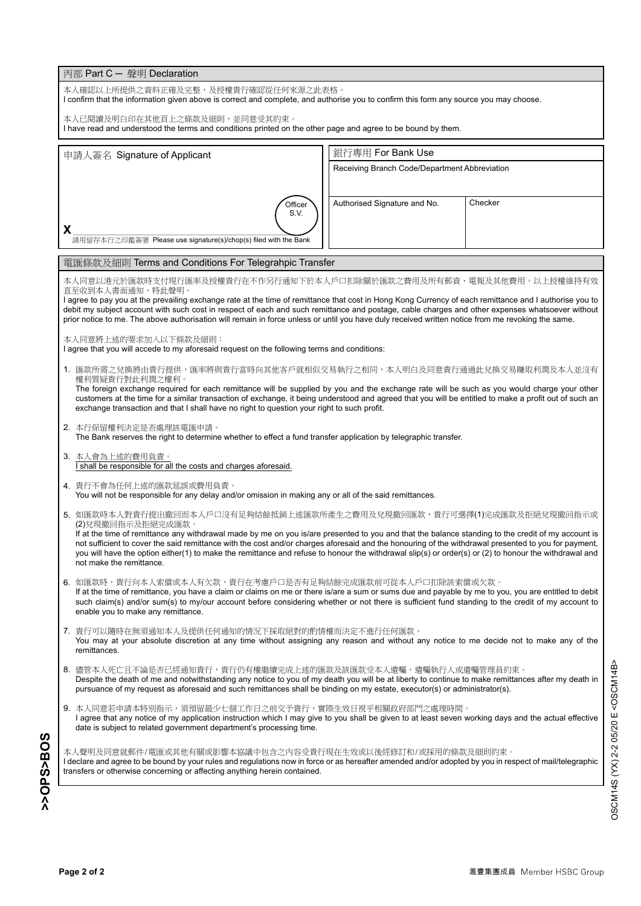## 丙部 Part C ─ 聲明 Declaration

本人確認以上所提供之資料正確及完整，及授權貴行確認從任何來源之此表格。
I confirm that the information given above is correct and complete, and authorise you to confirm this form any source you may choose.

本人已閱讀及明白印在其他頁上之條款及細則，並同意受其約束。
I have read and understood the terms and conditions printed on the other page and agree to be bound by them.

| 申請人簽名 Signature of Applicant | 銀行專用 For Bank Use | |
|---|---|---|
| | Receiving Branch Code/Department Abbreviation | |
| Officer S.V. | Authorised Signature and No. | Checker |
| X<br>請用留存本行之印鑑簽署 Please use signature(s)/chop(s) filed with the Bank | | |

## 電匯條款及細則 Terms and Conditions For Telegrahpic Transfer

本人同意以港元於匯款時支付現行匯率及授權貴行在不作另行通知下於本人戶口扣除關於匯款之費用及所有郵資、電報及其他費用。以上授權維持有效直至收到本人書面通知，特此聲明。
I agree to pay you at the prevailing exchange rate at the time of remittance that cost in Hong Kong Currency of each remittance and I authorise you to debit my subject account with such cost in respect of each and such remittance and postage, cable charges and other expenses whatsoever without prior notice to me. The above authorisation will remain in force unless or until you have duly received written notice from me revoking the same.

本人同意將上述的要求加入以下條款及細則：
I agree that you will accede to my aforesaid request on the following terms and conditions:

1. 匯款所需之兌換將由貴行提供，匯率將與貴行當時向其他客戶就相似交易執行之相同，本人明白及同意貴行通過此兌換交易賺取利潤及本人並沒有權利質疑貴行對此利潤之權利。
The foreign exchange required for each remittance will be supplied by you and the exchange rate will be such as you would charge your other customers at the time for a similar transaction of exchange, it being understood and agreed that you will be entitled to make a profit out of such an exchange transaction and that I shall have no right to question your right to such profit.

2. 本行保留權利決定是否處理該電匯申請。
The Bank reserves the right to determine whether to effect a fund transfer application by telegraphic transfer.

3. 本人會為上述的費用負責。
I shall be responsible for all the costs and charges aforesaid.

4. 貴行不會為任何上述的匯款延誤或費用負責。
You will not be responsible for any delay and/or omission in making any or all of the said remittances.

5. 如匯款時本人對貴行提出撤回而本人戶口沒有足夠結餘抵銷上述匯款所產生之費用及兌現撤回匯款，貴行可選擇(1)完成匯款及拒絕兌現撤回指示或(2)兌現撤回指示及拒絕完成匯款。
If at the time of remittance any withdrawal made by me on you is/are presented to you and that the balance standing to the credit of my account is not sufficient to cover the said remittance with the cost and/or charges aforesaid and the honouring of the withdrawal presented to you for payment, you will have the option either(1) to make the remittance and refuse to honour the withdrawal slip(s) or order(s) or (2) to honour the withdrawal and not make the remittance.

6. 如匯款時，貴行向本人索償或本人有欠款，貴行在考慮戶口是否有足夠結餘完成匯款前可從本人戶口扣除該索償或欠款。
If at the time of remittance, you have a claim or claims on me or there is/are a sum or sums due and payable by me to you, you are entitled to debit such claim(s) and/or sum(s) to my/our account before considering whether or not there is sufficient fund standing to the credit of my account to enable you to make any remittance.

7. 貴行可以隨時在無須通知本人及提供任何通知的情況下採取絕對的酌情權而決定不進行任何匯款。
You may at your absolute discretion at any time without assigning any reason and without any notice to me decide not to make any of the remittances.

8. 儘管本人死亡且不論是否已經通知貴行，貴行仍有權繼續完成上述的匯款及該匯款受本人遺囑，遺囑執行人或遺囑管理員約束。
Despite the death of me and notwithstanding any notice to you of my death you will be at liberty to continue to make remittances after my death in pursuance of my request as aforesaid and such remittances shall be binding on my estate, executor(s) or administrator(s).

9. 本人同意若申請本特別指示，須預留最少七個工作日之前交予貴行，實際生效日視乎相關政府部門之處理時間。
I agree that any notice of my application instruction which I may give to you shall be given to at least seven working days and the actual effective date is subject to related government department's processing time.

本人聲明及同意就郵件/電匯或其他有關或影響本協議中包含之內容受貴行現在生效或以後經修訂和/或採用的條款及細則約束。
I declare and agree to be bound by your rules and regulations now in force or as hereafter amended and/or adopted by you in respect of mail/telegraphic transfers or otherwise concerning or affecting anything herein contained.

>>OPS>BOS

OSCM14S (YX) 2-2 05/20 E <OSCM14B>

滙豐集團成員 Member HSBC Group